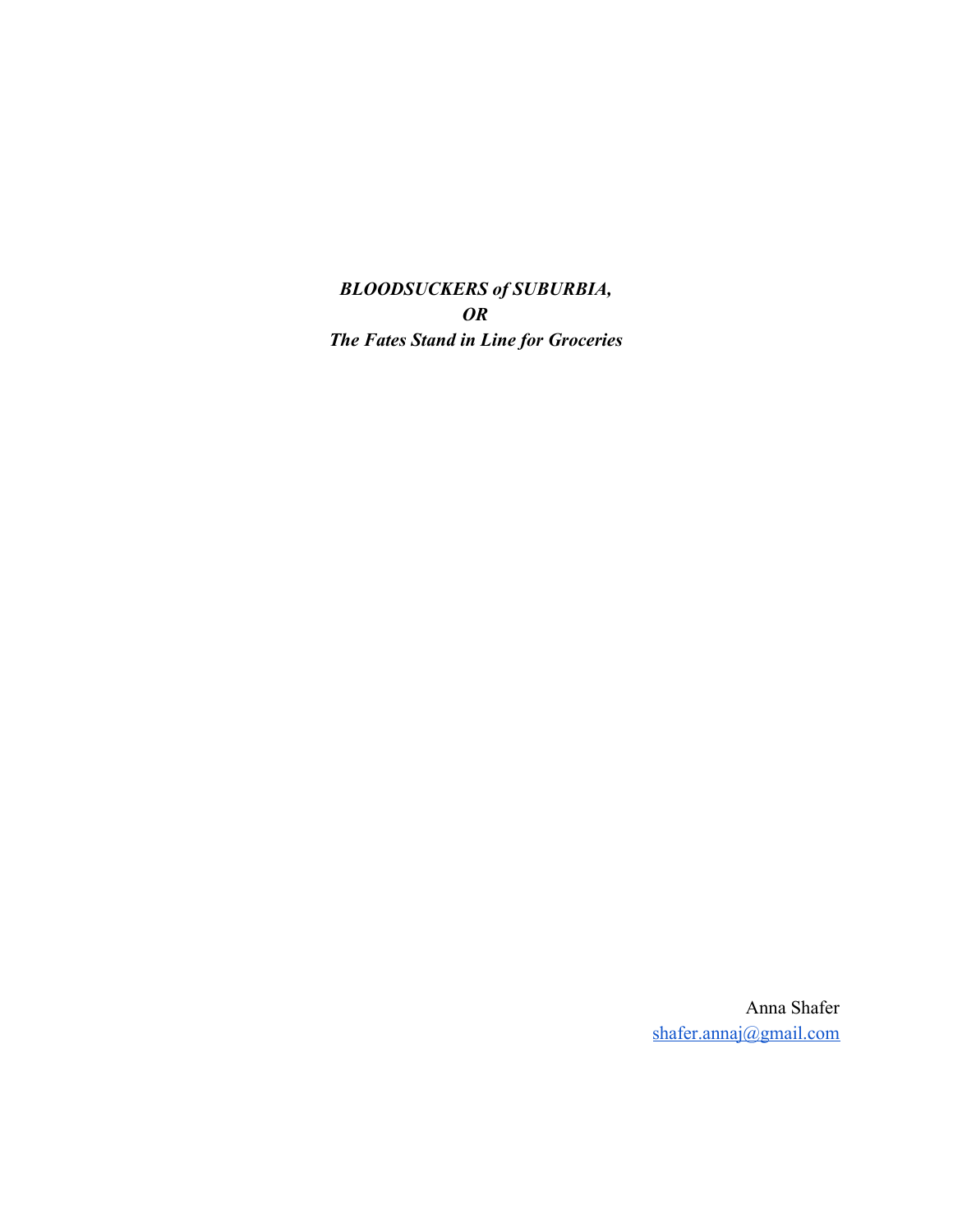***BLOODSUCKERS of SUBURBIA,***

***OR***

***The Fates Stand in Line for Groceries***

Anna Shafer

shafer.annaj@gmail.com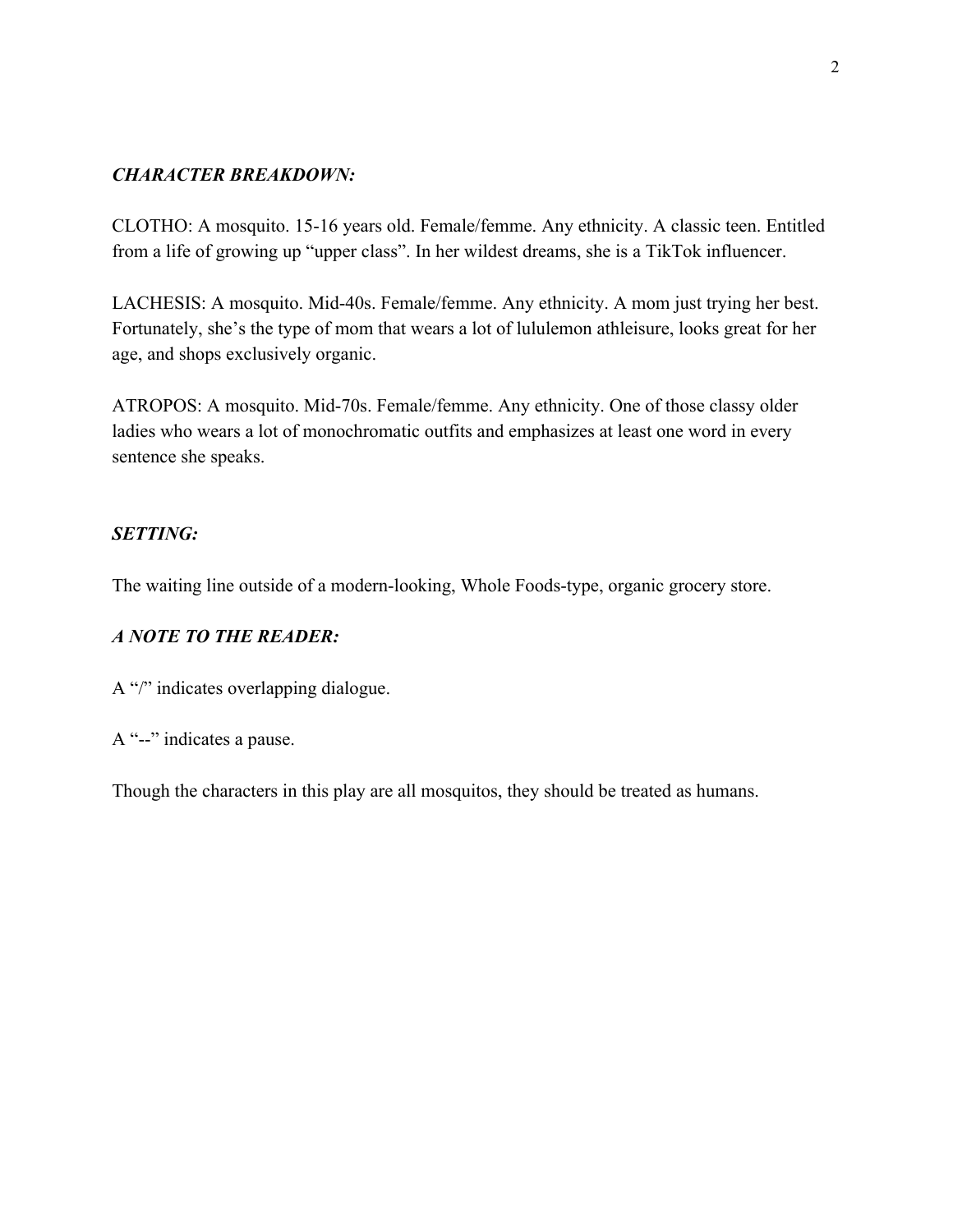***CHARACTER BREAKDOWN:***

CLOTHO: A mosquito. 15-16 years old. Female/femme. Any ethnicity. A classic teen. Entitled from a life of growing up "upper class". In her wildest dreams, she is a TikTok influencer.

LACHESIS: A mosquito. Mid-40s. Female/femme. Any ethnicity. A mom just trying her best. Fortunately, she's the type of mom that wears a lot of lululemon athleisure, looks great for her age, and shops exclusively organic.

ATROPOS: A mosquito. Mid-70s. Female/femme. Any ethnicity. One of those classy older ladies who wears a lot of monochromatic outfits and emphasizes at least one word in every sentence she speaks.

***SETTING:***

The waiting line outside of a modern-looking, Whole Foods-type, organic grocery store.

***A NOTE TO THE READER:***

A "/" indicates overlapping dialogue.

A "--" indicates a pause.

Though the characters in this play are all mosquitos, they should be treated as humans.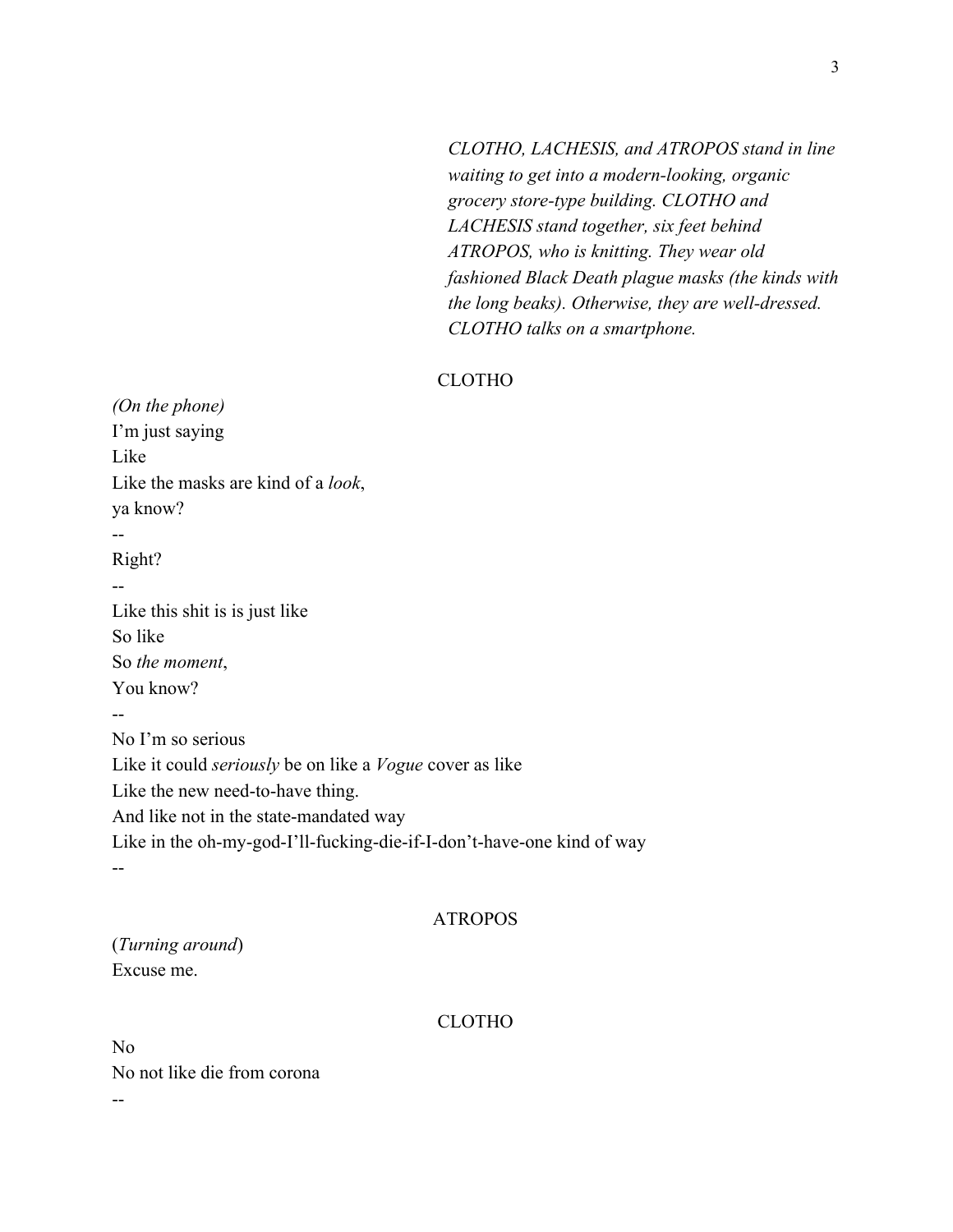*CLOTHO, LACHESIS, and ATROPOS stand in line waiting to get into a modern-looking, organic grocery store-type building. CLOTHO and LACHESIS stand together, six feet behind ATROPOS, who is knitting. They wear old fashioned Black Death plague masks (the kinds with the long beaks). Otherwise, they are well-dressed. CLOTHO talks on a smartphone.*

CLOTHO

*(On the phone)*
I'm just saying
Like
Like the masks are kind of a *look*,
ya know?
--
Right?
--
Like this shit is is just like
So like
So *the moment*,
You know?
--
No I'm so serious
Like it could *seriously* be on like a *Vogue* cover as like
Like the new need-to-have thing.
And like not in the state-mandated way
Like in the oh-my-god-I'll-fucking-die-if-I-don't-have-one kind of way
--

ATROPOS

(*Turning around*)
Excuse me.

CLOTHO

No
No not like die from corona
--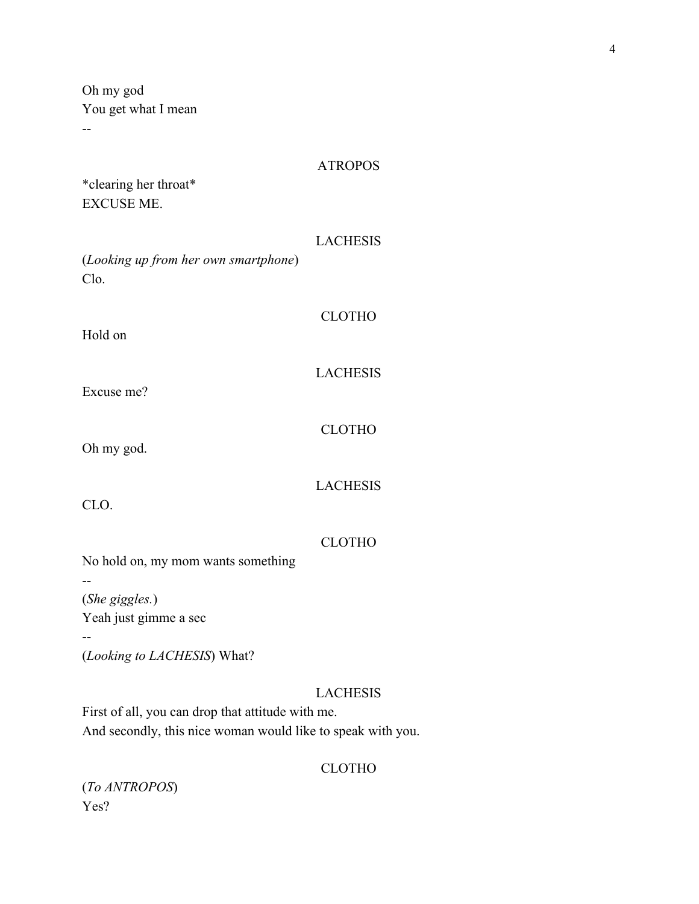Oh my god
You get what I mean
--

ATROPOS

*clearing her throat*
EXCUSE ME.

LACHESIS

(*Looking up from her own smartphone*)
Clo.

CLOTHO

Hold on

LACHESIS

Excuse me?

CLOTHO

Oh my god.

LACHESIS

CLO.

CLOTHO

No hold on, my mom wants something
--
(*She giggles.*)
Yeah just gimme a sec
--
(*Looking to LACHESIS*) What?

LACHESIS

First of all, you can drop that attitude with me.
And secondly, this nice woman would like to speak with you.

CLOTHO

(*To ANTROPOS*)
Yes?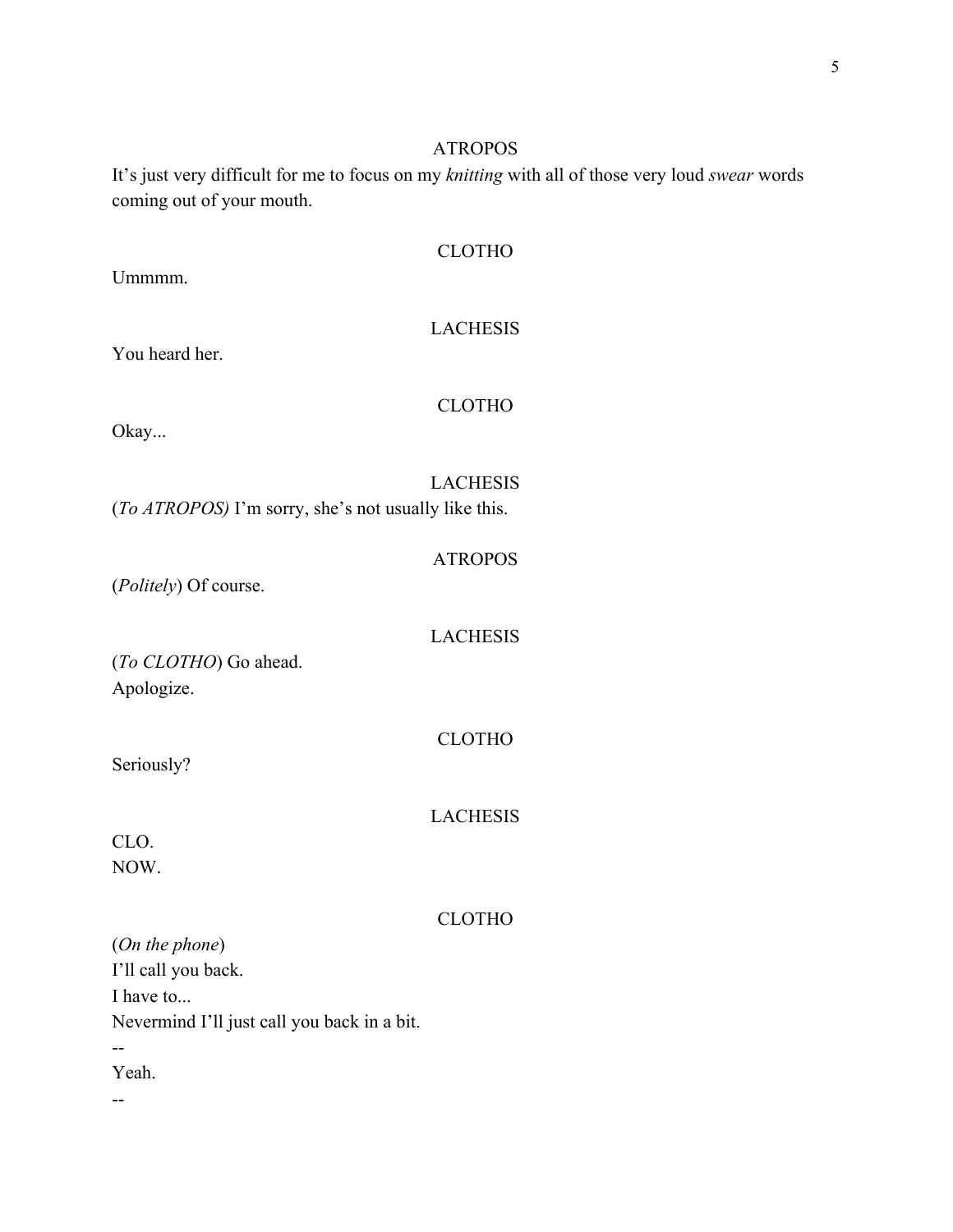ATROPOS

It's just very difficult for me to focus on my *knitting* with all of those very loud *swear* words coming out of your mouth.

CLOTHO

Ummmm.

LACHESIS

You heard her.

CLOTHO

Okay...

LACHESIS

(*To ATROPOS)* I'm sorry, she's not usually like this.

ATROPOS

(*Politely*) Of course.

LACHESIS

(*To CLOTHO*) Go ahead.
Apologize.

CLOTHO

Seriously?

LACHESIS

CLO.
NOW.

CLOTHO

(*On the phone*)
I'll call you back.
I have to...
Nevermind I'll just call you back in a bit.
--
Yeah.
--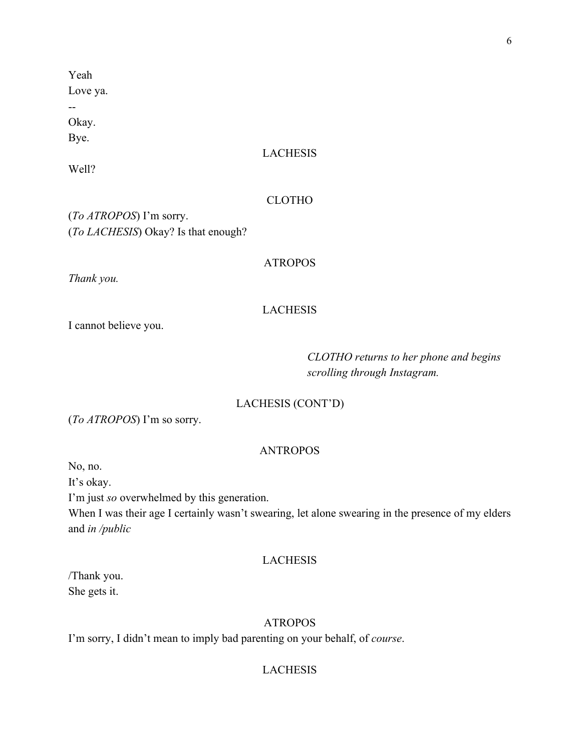Yeah
Love ya.
--
Okay.
Bye.

LACHESIS

Well?

CLOTHO

(*To ATROPOS*) I'm sorry.
(*To LACHESIS*) Okay? Is that enough?

ATROPOS

*Thank you.*

LACHESIS

I cannot believe you.

*CLOTHO returns to her phone and begins scrolling through Instagram.*

LACHESIS (CONT'D)

(*To ATROPOS*) I'm so sorry.

ANTROPOS

No, no.
It's okay.
I'm just *so* overwhelmed by this generation.
When I was their age I certainly wasn't swearing, let alone swearing in the presence of my elders and *in /public*

LACHESIS

/Thank you.
She gets it.

ATROPOS

I'm sorry, I didn't mean to imply bad parenting on your behalf, of *course*.

LACHESIS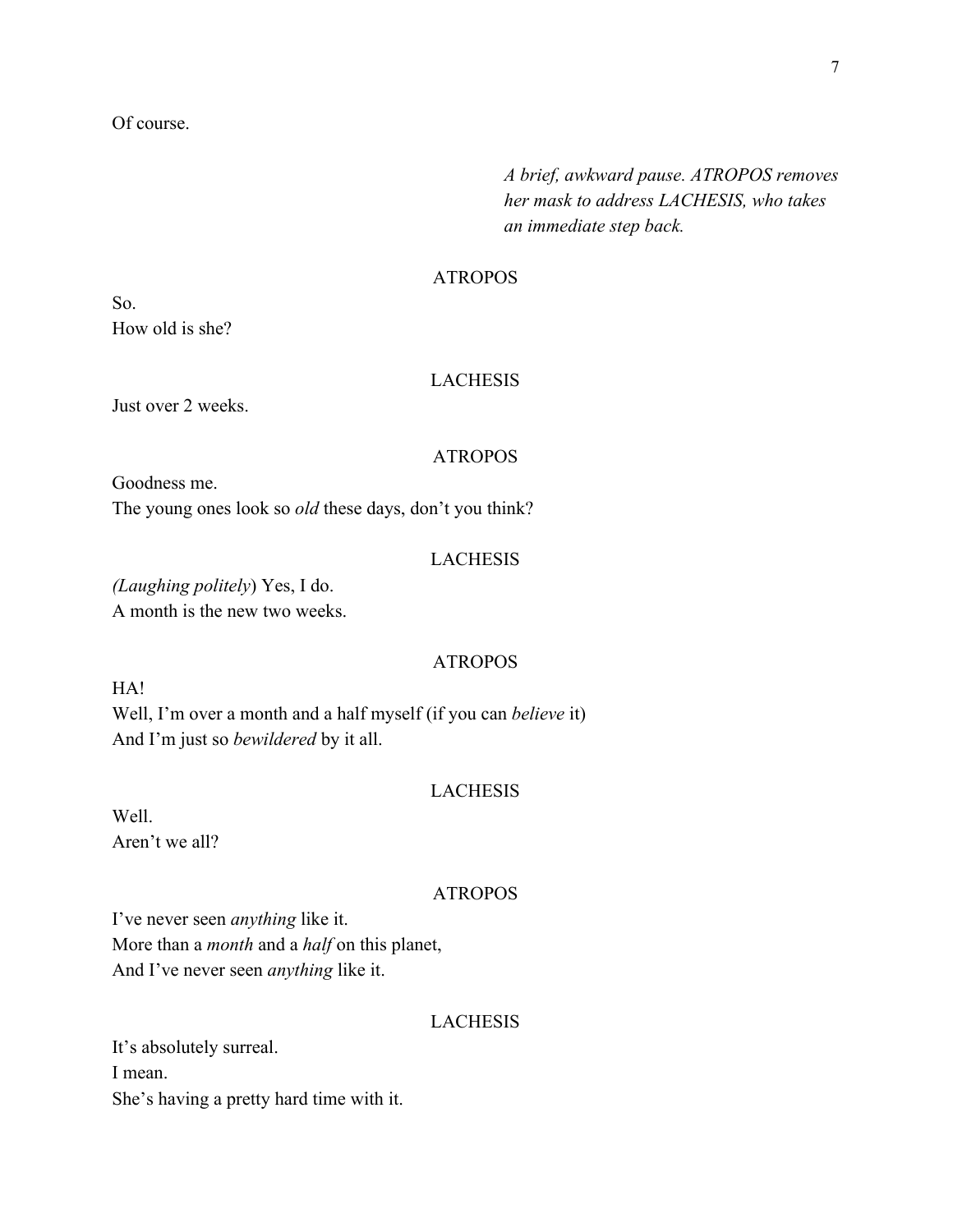Of course.

*A brief, awkward pause. ATROPOS removes her mask to address LACHESIS, who takes an immediate step back.*

ATROPOS

So.
How old is she?

LACHESIS

Just over 2 weeks.

ATROPOS

Goodness me.
The young ones look so *old* these days, don't you think?

LACHESIS

*(Laughing politely*) Yes, I do.
A month is the new two weeks.

ATROPOS

HA!
Well, I'm over a month and a half myself (if you can *believe* it)
And I'm just so *bewildered* by it all.

LACHESIS

Well.
Aren't we all?

ATROPOS

I've never seen *anything* like it.
More than a *month* and a *half* on this planet,
And I've never seen *anything* like it.

LACHESIS

It's absolutely surreal.
I mean.
She's having a pretty hard time with it.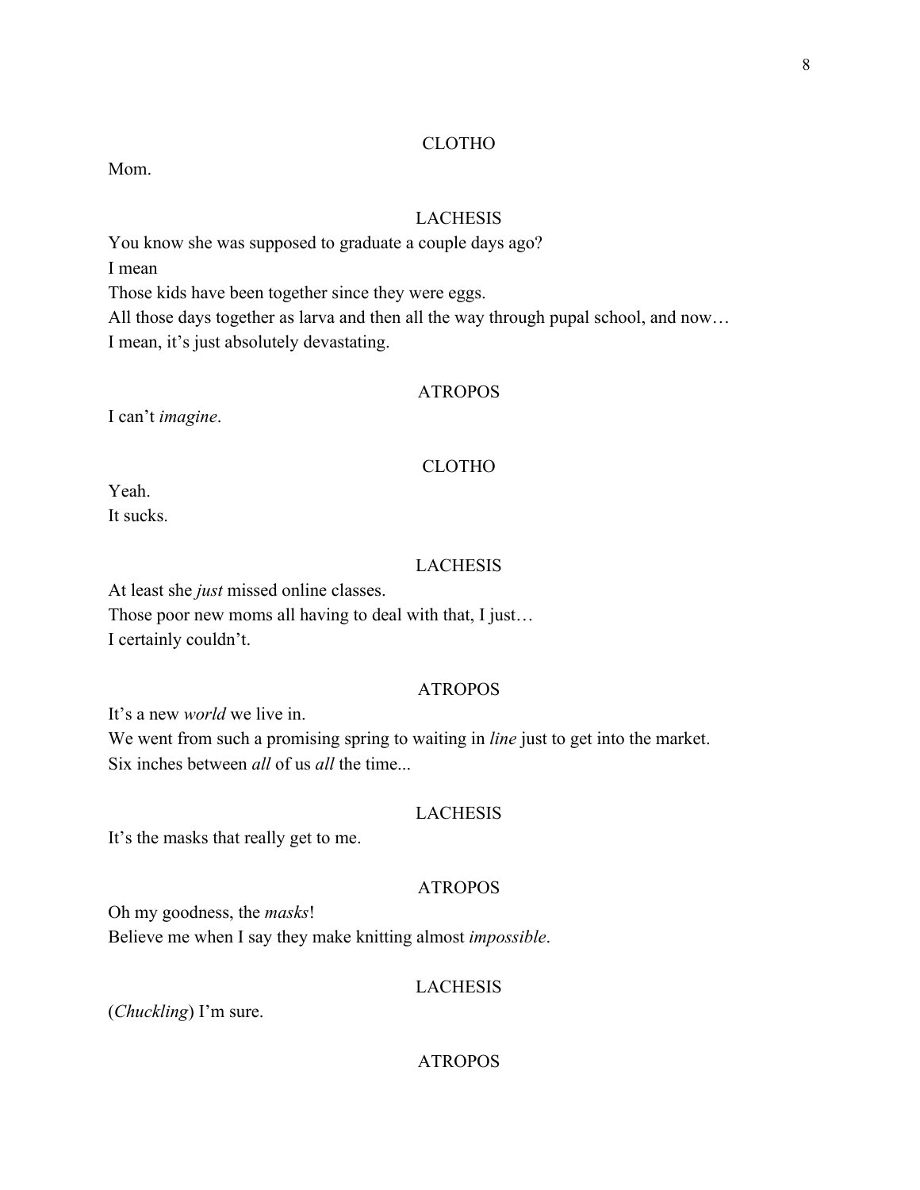CLOTHO

Mom.

LACHESIS

You know she was supposed to graduate a couple days ago?
I mean
Those kids have been together since they were eggs.
All those days together as larva and then all the way through pupal school, and now…
I mean, it's just absolutely devastating.

ATROPOS

I can't *imagine*.

CLOTHO

Yeah.
It sucks.

LACHESIS

At least she *just* missed online classes.
Those poor new moms all having to deal with that, I just…
I certainly couldn't.

ATROPOS

It's a new *world* we live in.
We went from such a promising spring to waiting in *line* just to get into the market.
Six inches between *all* of us *all* the time...

LACHESIS

It's the masks that really get to me.

ATROPOS

Oh my goodness, the *masks*!
Believe me when I say they make knitting almost *impossible*.

LACHESIS

(*Chuckling*) I'm sure.

ATROPOS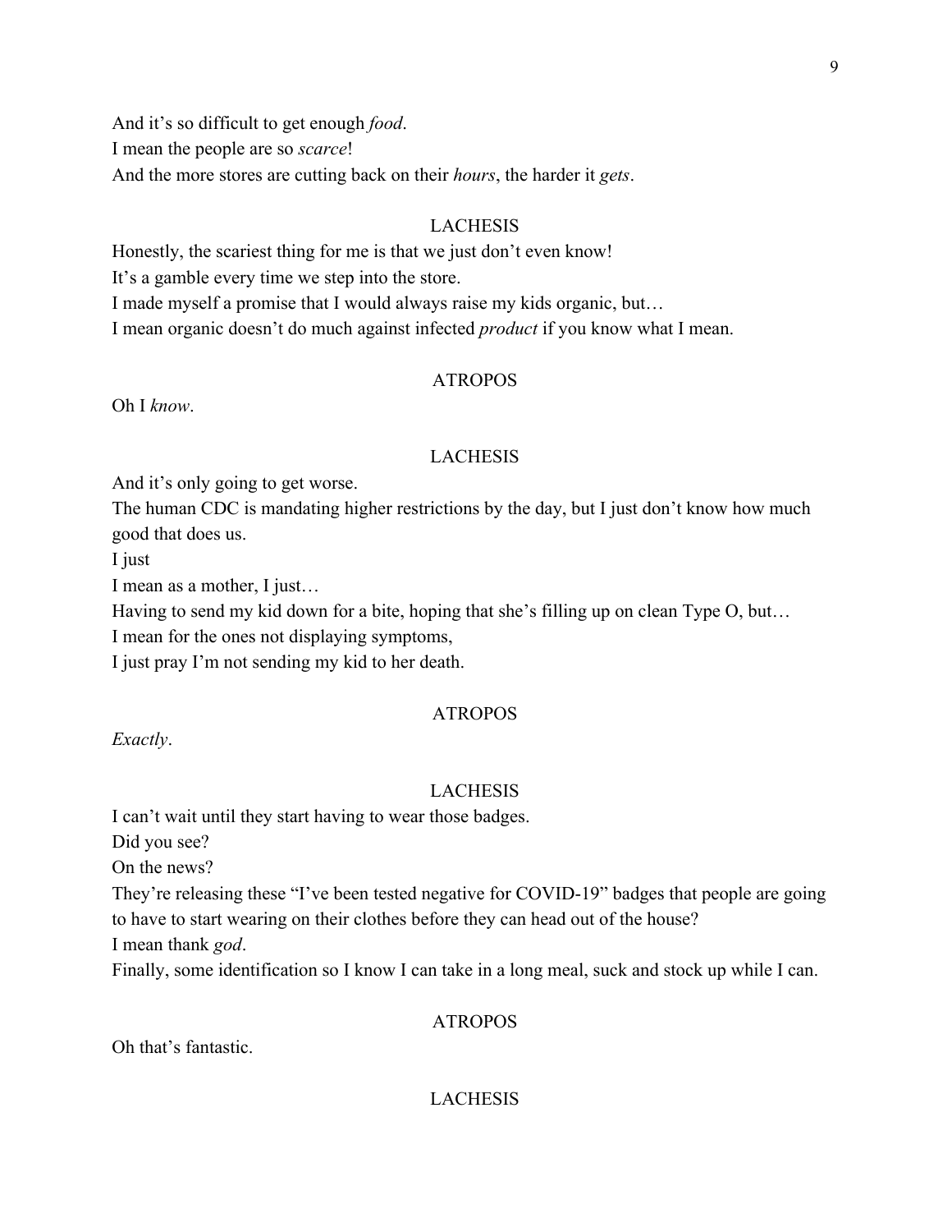And it's so difficult to get enough *food*.
I mean the people are so *scarce*!
And the more stores are cutting back on their *hours*, the harder it *gets*.

LACHESIS

Honestly, the scariest thing for me is that we just don't even know!
It's a gamble every time we step into the store.
I made myself a promise that I would always raise my kids organic, but…
I mean organic doesn't do much against infected *product* if you know what I mean.

ATROPOS

Oh I *know*.

LACHESIS

And it's only going to get worse.
The human CDC is mandating higher restrictions by the day, but I just don't know how much good that does us.
I just
I mean as a mother, I just…
Having to send my kid down for a bite, hoping that she's filling up on clean Type O, but…
I mean for the ones not displaying symptoms,
I just pray I'm not sending my kid to her death.

ATROPOS

*Exactly*.

LACHESIS

I can't wait until they start having to wear those badges.
Did you see?
On the news?
They're releasing these "I've been tested negative for COVID-19" badges that people are going to have to start wearing on their clothes before they can head out of the house?
I mean thank *god*.
Finally, some identification so I know I can take in a long meal, suck and stock up while I can.

ATROPOS

Oh that's fantastic.

LACHESIS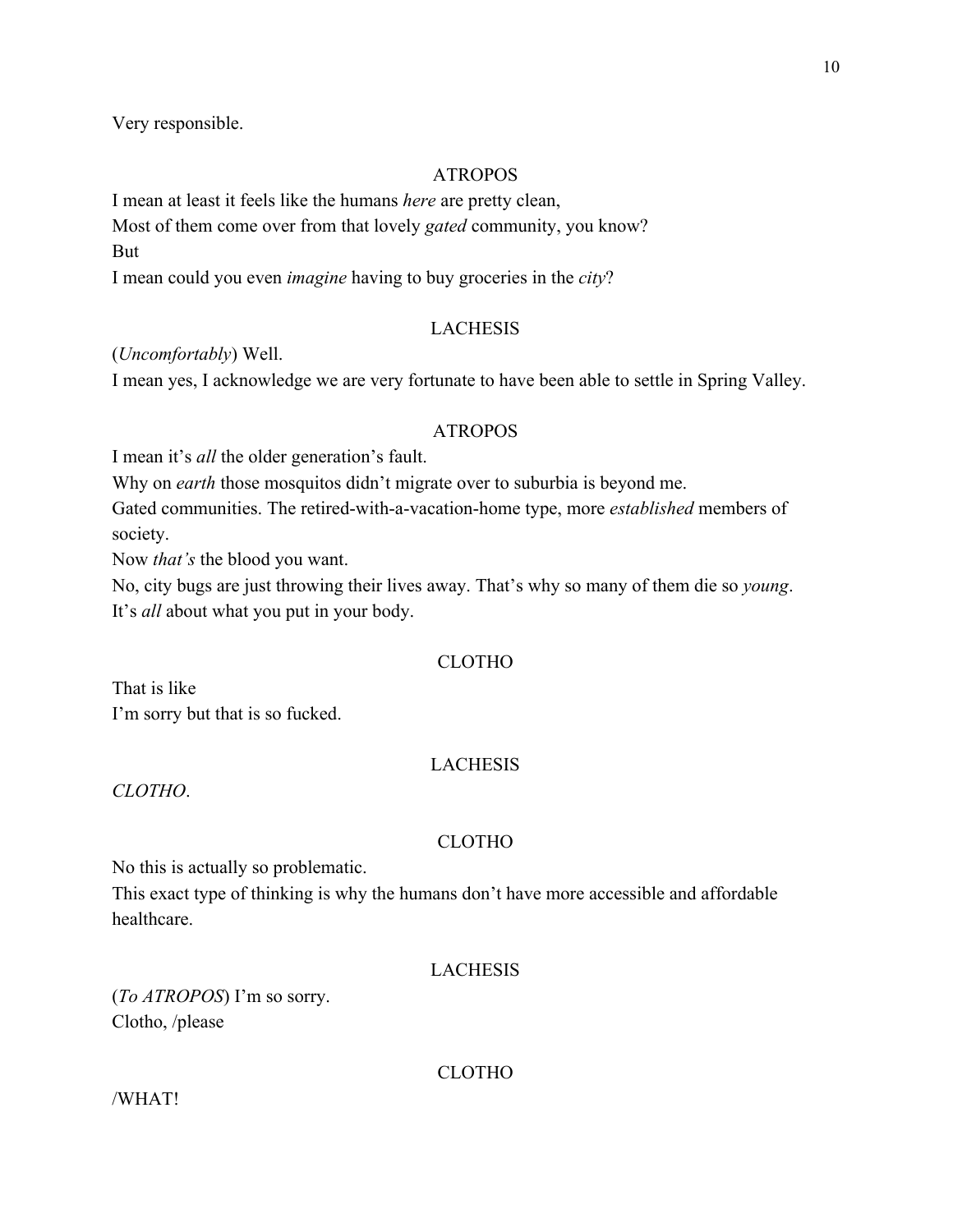Very responsible.

ATROPOS

I mean at least it feels like the humans *here* are pretty clean,
Most of them come over from that lovely *gated* community, you know?
But
I mean could you even *imagine* having to buy groceries in the *city*?

LACHESIS

(*Uncomfortably*) Well.
I mean yes, I acknowledge we are very fortunate to have been able to settle in Spring Valley.

ATROPOS

I mean it's *all* the older generation's fault.
Why on *earth* those mosquitos didn't migrate over to suburbia is beyond me.
Gated communities. The retired-with-a-vacation-home type, more *established* members of society.
Now *that's* the blood you want.
No, city bugs are just throwing their lives away. That's why so many of them die so *young*.
It's *all* about what you put in your body.

CLOTHO

That is like
I'm sorry but that is so fucked.

LACHESIS

*CLOTHO*.

CLOTHO

No this is actually so problematic.
This exact type of thinking is why the humans don't have more accessible and affordable healthcare.

LACHESIS

(*To ATROPOS*) I'm so sorry.
Clotho, /please

CLOTHO

/WHAT!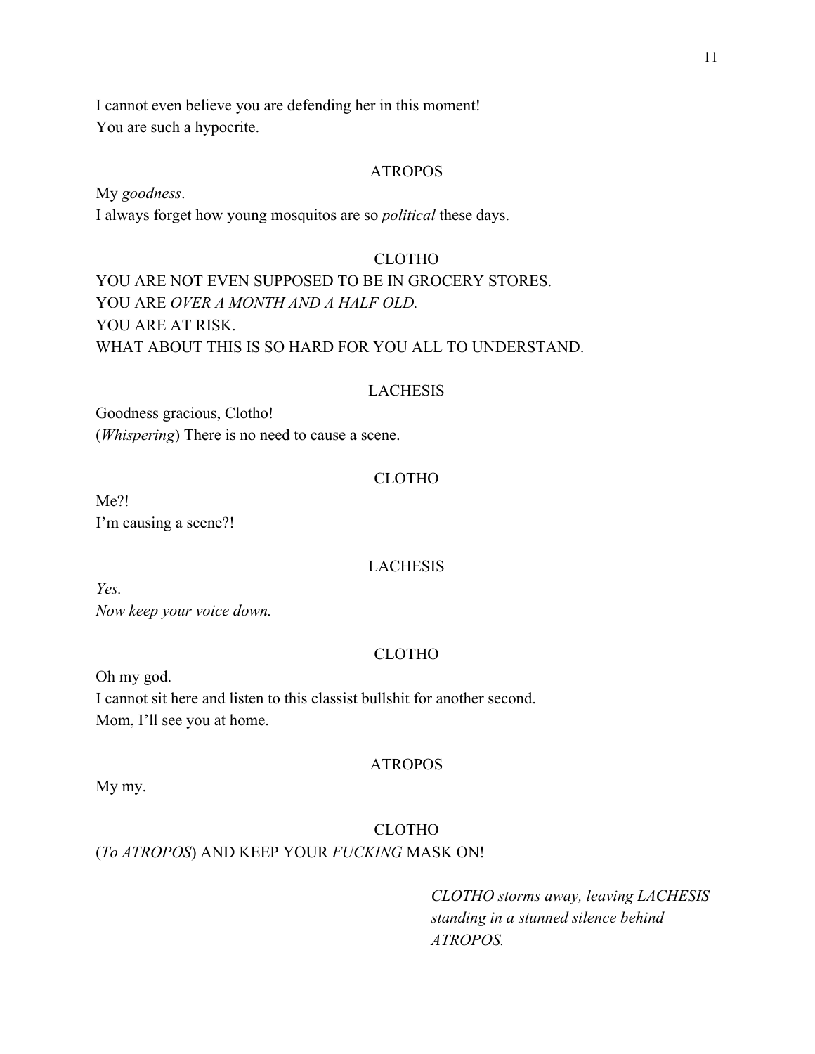I cannot even believe you are defending her in this moment!
You are such a hypocrite.

ATROPOS

My *goodness*.
I always forget how young mosquitos are so *political* these days.

CLOTHO

YOU ARE NOT EVEN SUPPOSED TO BE IN GROCERY STORES.
YOU ARE *OVER A MONTH AND A HALF OLD.*
YOU ARE AT RISK.
WHAT ABOUT THIS IS SO HARD FOR YOU ALL TO UNDERSTAND.

LACHESIS

Goodness gracious, Clotho!
(*Whispering*) There is no need to cause a scene.

CLOTHO

Me?!
I'm causing a scene?!

LACHESIS

*Yes.*
*Now keep your voice down.*

CLOTHO

Oh my god.
I cannot sit here and listen to this classist bullshit for another second.
Mom, I'll see you at home.

ATROPOS

My my.

CLOTHO

(*To ATROPOS*) AND KEEP YOUR *FUCKING* MASK ON!

*CLOTHO storms away, leaving LACHESIS standing in a stunned silence behind ATROPOS.*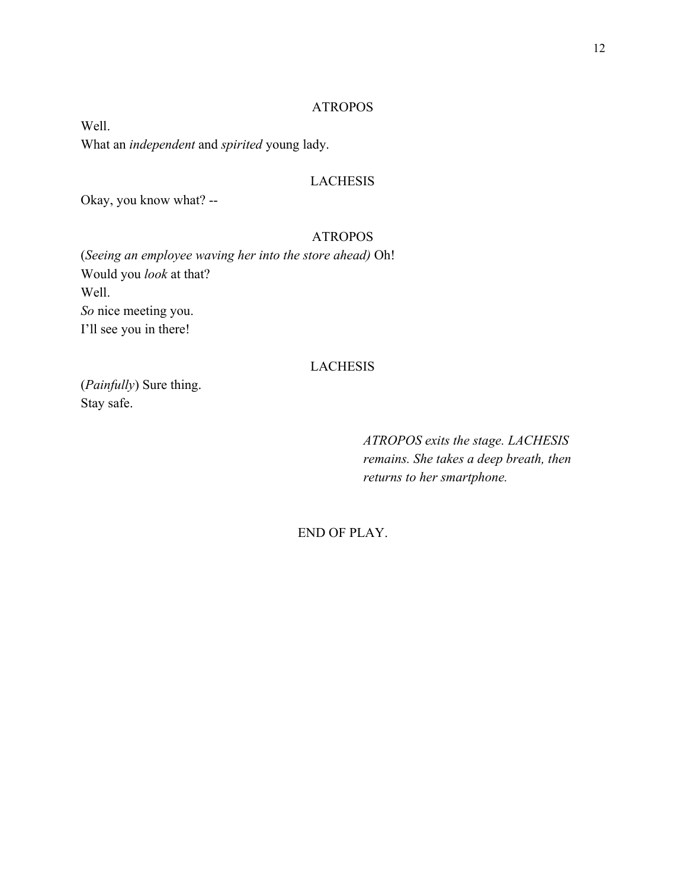ATROPOS

Well.
What an *independent* and *spirited* young lady.

LACHESIS

Okay, you know what? --

ATROPOS

(*Seeing an employee waving her into the store ahead)* Oh!
Would you *look* at that?
Well.
*So* nice meeting you.
I'll see you in there!

LACHESIS

(*Painfully*) Sure thing.
Stay safe.

*ATROPOS exits the stage. LACHESIS remains. She takes a deep breath, then returns to her smartphone.*

END OF PLAY.